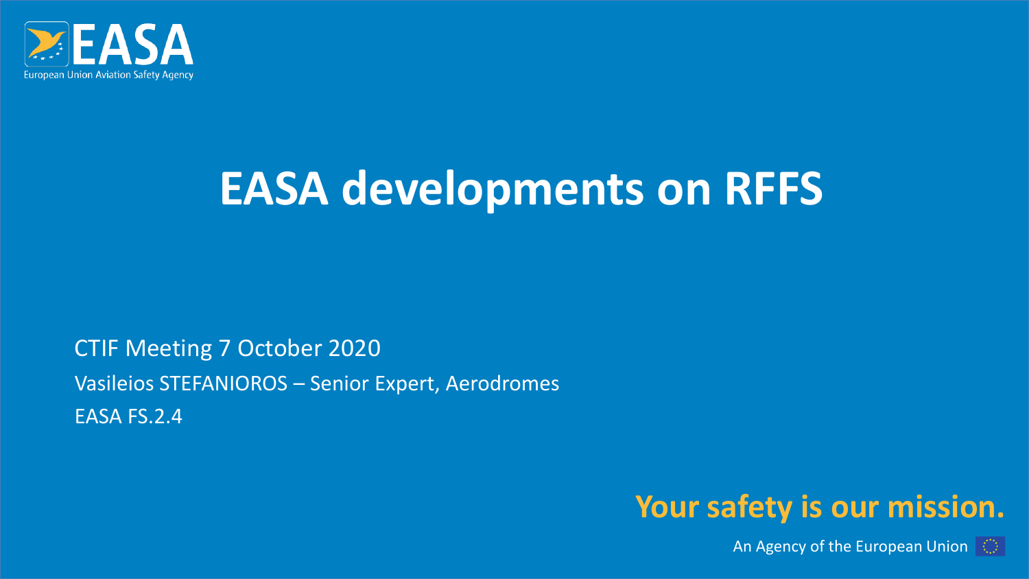EASA

European Union Aviation Safety Agency

# EASA developments on RFFS

CTIF Meeting 7 October 2020

Vasileios STEFANIOROS – Senior Expert, Aerodromes

EASA FS.2.4

**Your safety is our mission.**

An Agency of the European Union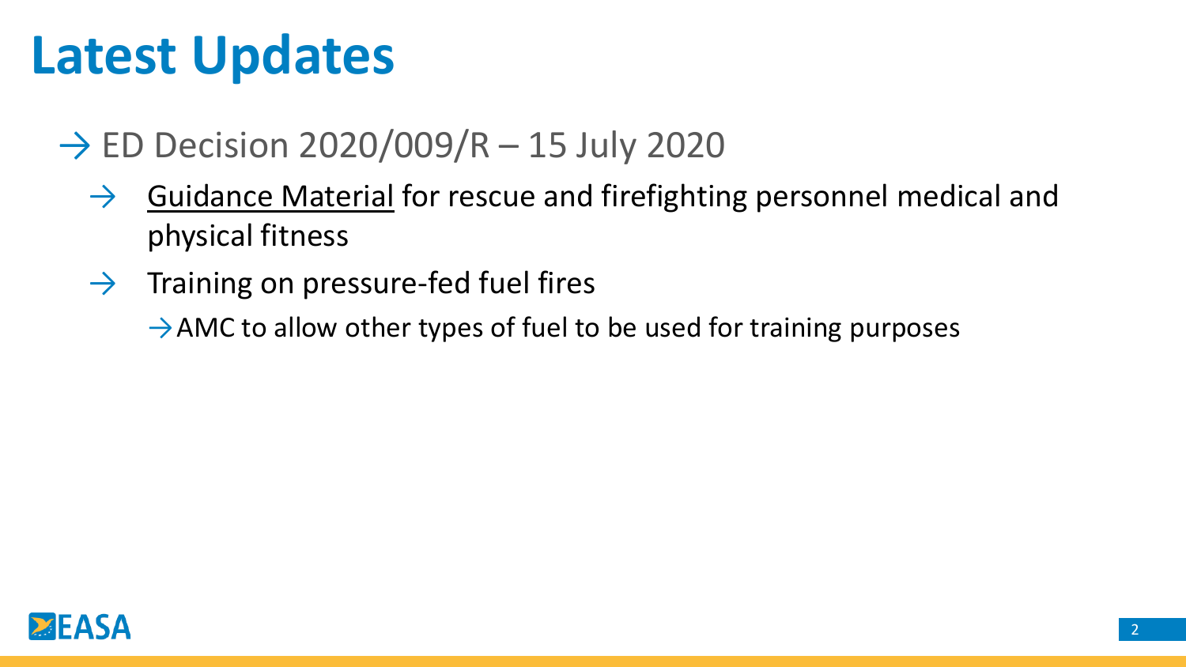# Latest Updates

- → ED Decision 2020/009/R – 15 July 2020
  - → <u>Guidance Material</u> for rescue and firefighting personnel medical and physical fitness
  - → Training on pressure-fed fuel fires
    - → AMC to allow other types of fuel to be used for training purposes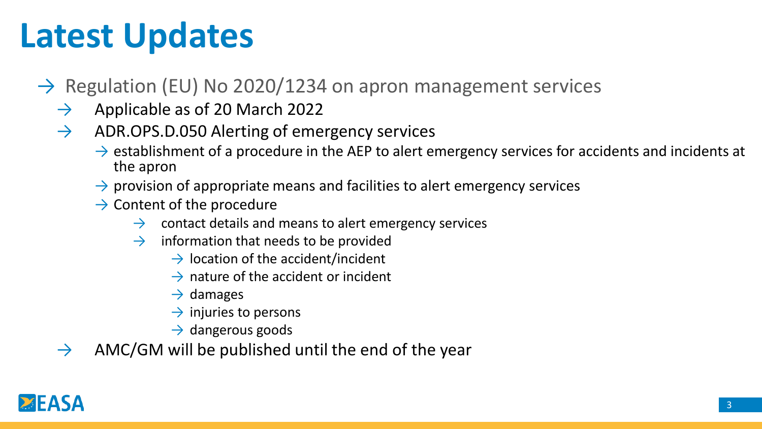# Latest Updates

- Regulation (EU) No 2020/1234 on apron management services
  - Applicable as of 20 March 2022
  - ADR.OPS.D.050 Alerting of emergency services
    - establishment of a procedure in the AEP to alert emergency services for accidents and incidents at the apron
    - provision of appropriate means and facilities to alert emergency services
    - Content of the procedure
      - contact details and means to alert emergency services
      - information that needs to be provided
        - location of the accident/incident
        - nature of the accident or incident
        - damages
        - injuries to persons
        - dangerous goods
  - AMC/GM will be published until the end of the year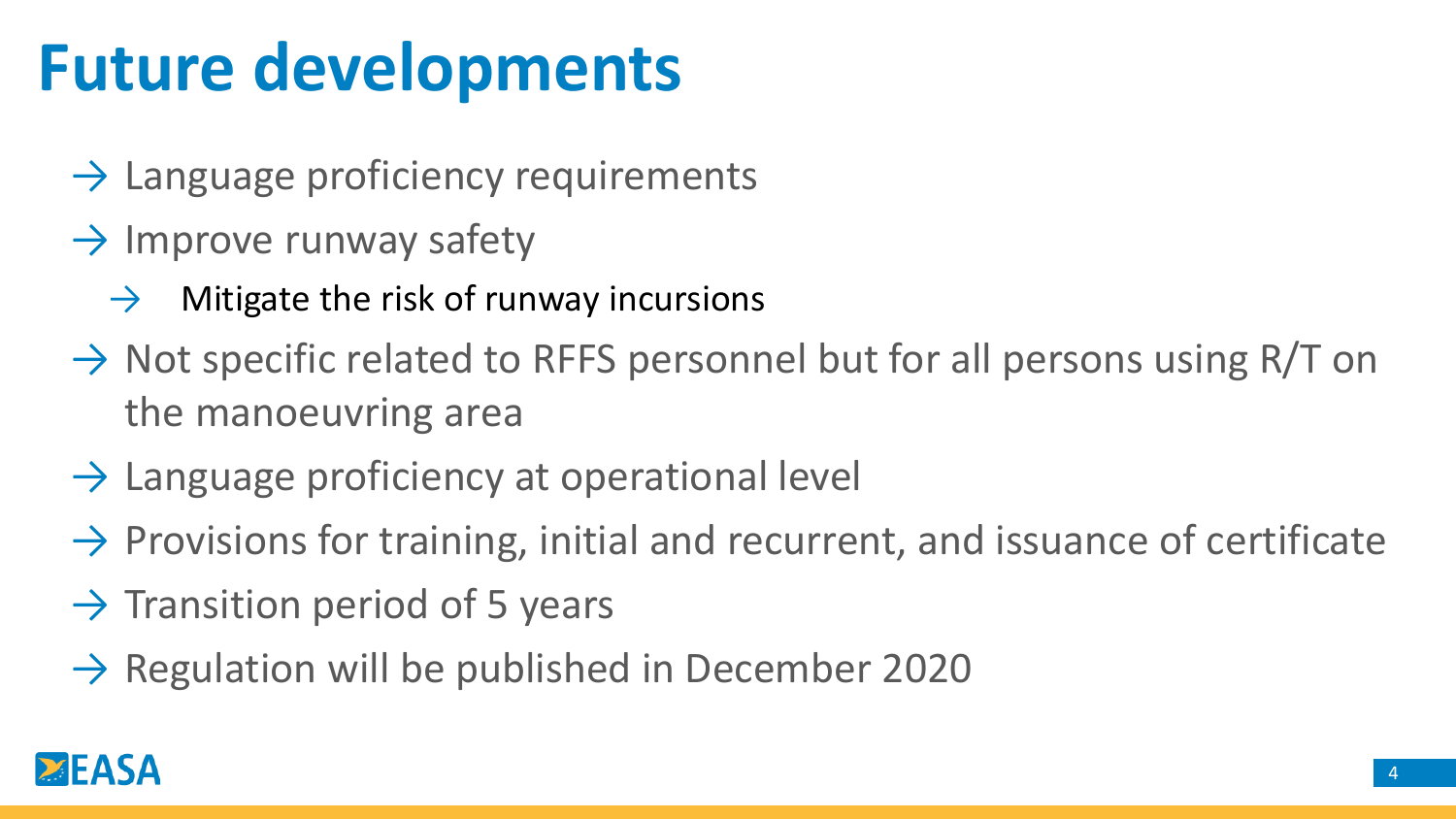# Future developments

- Language proficiency requirements
- Improve runway safety
  - Mitigate the risk of runway incursions
- Not specific related to RFFS personnel but for all persons using R/T on the manoeuvring area
- Language proficiency at operational level
- Provisions for training, initial and recurrent, and issuance of certificate
- Transition period of 5 years
- Regulation will be published in December 2020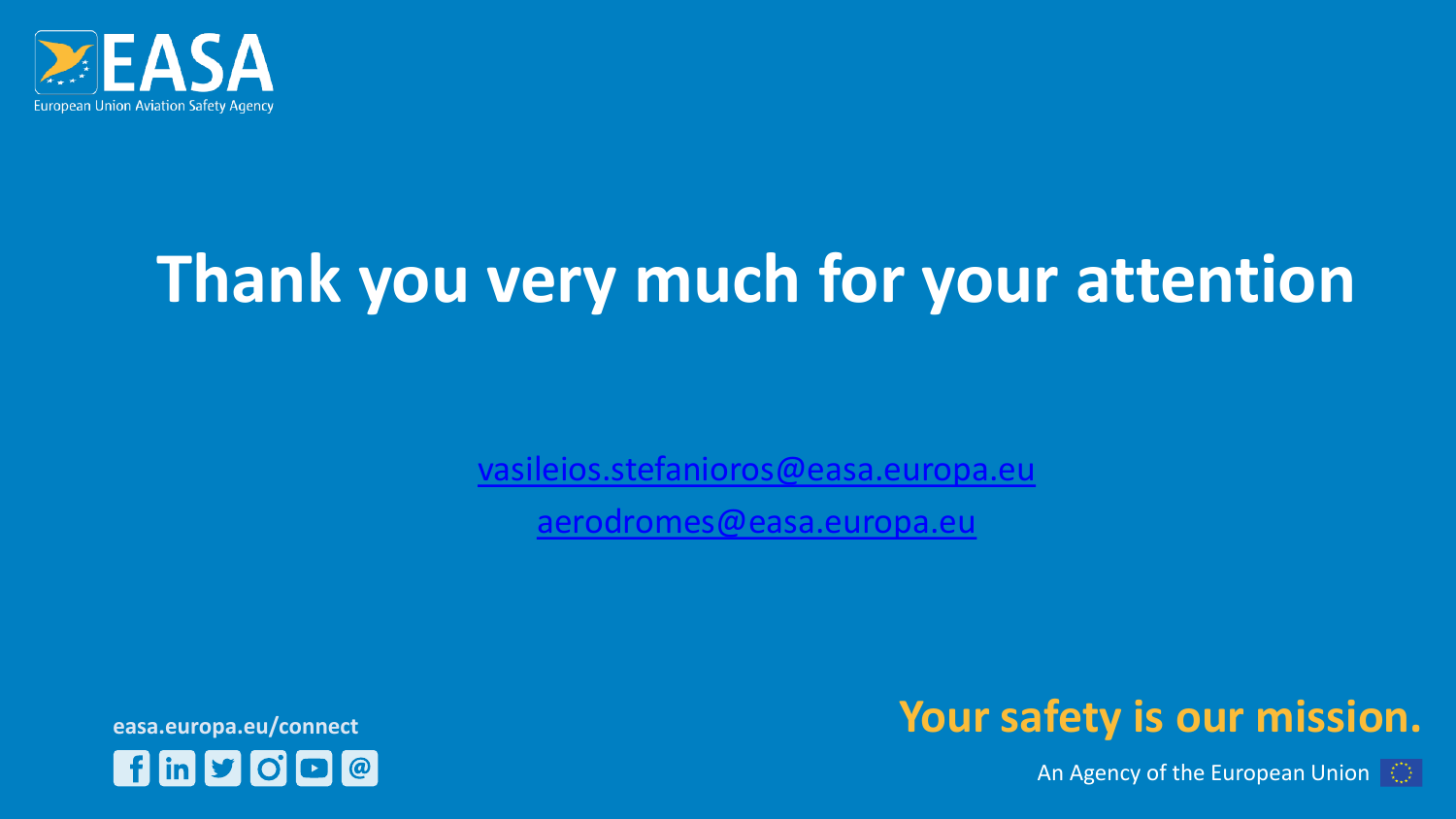EASA

European Union Aviation Safety Agency

# Thank you very much for your attention

vasileios.stefanioros@easa.europa.eu

aerodromes@easa.europa.eu

**easa.europa.eu/connect**

**Your safety is our mission.**

An Agency of the European Union